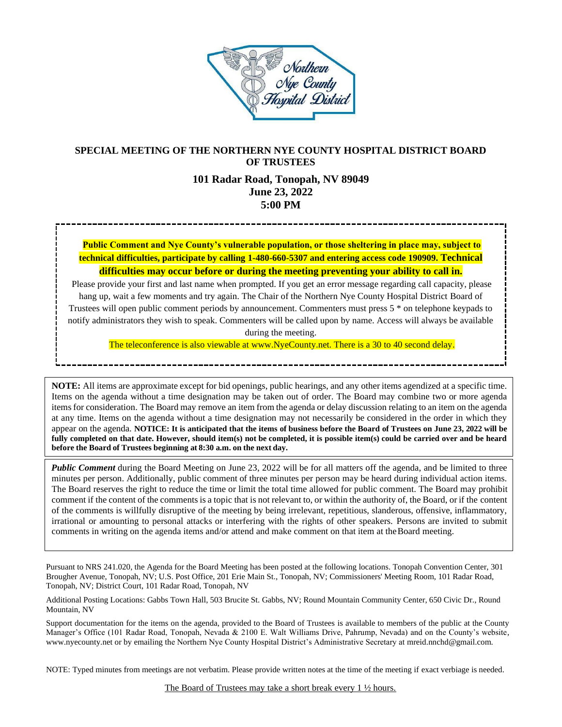# SPECIAL MEETING OF THE NORTHERN NYE COUNTY HOSPITAL DISTRICT BOARD OF TRUSTEES

## 101 Radar Road, Tonopah, NV 89049
## June 23, 2022
## 5:00 PM

**Public Comment and Nye County's vulnerable population, or those sheltering in place may, subject to technical difficulties, participate by calling 1-480-660-5307 and entering access code 190909. Technical difficulties may occur before or during the meeting preventing your ability to call in.**

Please provide your first and last name when prompted. If you get an error message regarding call capacity, please hang up, wait a few moments and try again. The Chair of the Northern Nye County Hospital District Board of Trustees will open public comment periods by announcement. Commenters must press 5 * on telephone keypads to notify administrators they wish to speak. Commenters will be called upon by name. Access will always be available during the meeting.

The teleconference is also viewable at www.NyeCounty.net. There is a 30 to 40 second delay.

**NOTE:** All items are approximate except for bid openings, public hearings, and any other items agendized at a specific time. Items on the agenda without a time designation may be taken out of order. The Board may combine two or more agenda items for consideration. The Board may remove an item from the agenda or delay discussion relating to an item on the agenda at any time. Items on the agenda without a time designation may not necessarily be considered in the order in which they appear on the agenda. **NOTICE: It is anticipated that the items of business before the Board of Trustees on June 23, 2022 will be fully completed on that date. However, should item(s) not be completed, it is possible item(s) could be carried over and be heard before the Board of Trustees beginning at 8:30 a.m. on the next day.**

***Public Comment*** during the Board Meeting on June 23, 2022 will be for all matters off the agenda, and be limited to three minutes per person. Additionally, public comment of three minutes per person may be heard during individual action items. The Board reserves the right to reduce the time or limit the total time allowed for public comment. The Board may prohibit comment if the content of the comments is a topic that is not relevant to, or within the authority of, the Board, or if the content of the comments is willfully disruptive of the meeting by being irrelevant, repetitious, slanderous, offensive, inflammatory, irrational or amounting to personal attacks or interfering with the rights of other speakers. Persons are invited to submit comments in writing on the agenda items and/or attend and make comment on that item at the Board meeting.

Pursuant to NRS 241.020, the Agenda for the Board Meeting has been posted at the following locations. Tonopah Convention Center, 301 Brougher Avenue, Tonopah, NV; U.S. Post Office, 201 Erie Main St., Tonopah, NV; Commissioners' Meeting Room, 101 Radar Road, Tonopah, NV; District Court, 101 Radar Road, Tonopah, NV

Additional Posting Locations: Gabbs Town Hall, 503 Brucite St. Gabbs, NV; Round Mountain Community Center, 650 Civic Dr., Round Mountain, NV

Support documentation for the items on the agenda, provided to the Board of Trustees is available to members of the public at the County Manager's Office (101 Radar Road, Tonopah, Nevada & 2100 E. Walt Williams Drive, Pahrump, Nevada) and on the County's website, www.nyecounty.net or by emailing the Northern Nye County Hospital District's Administrative Secretary at mreid.nnchd@gmail.com.

NOTE: Typed minutes from meetings are not verbatim. Please provide written notes at the time of the meeting if exact verbiage is needed.

The Board of Trustees may take a short break every 1 ½ hours.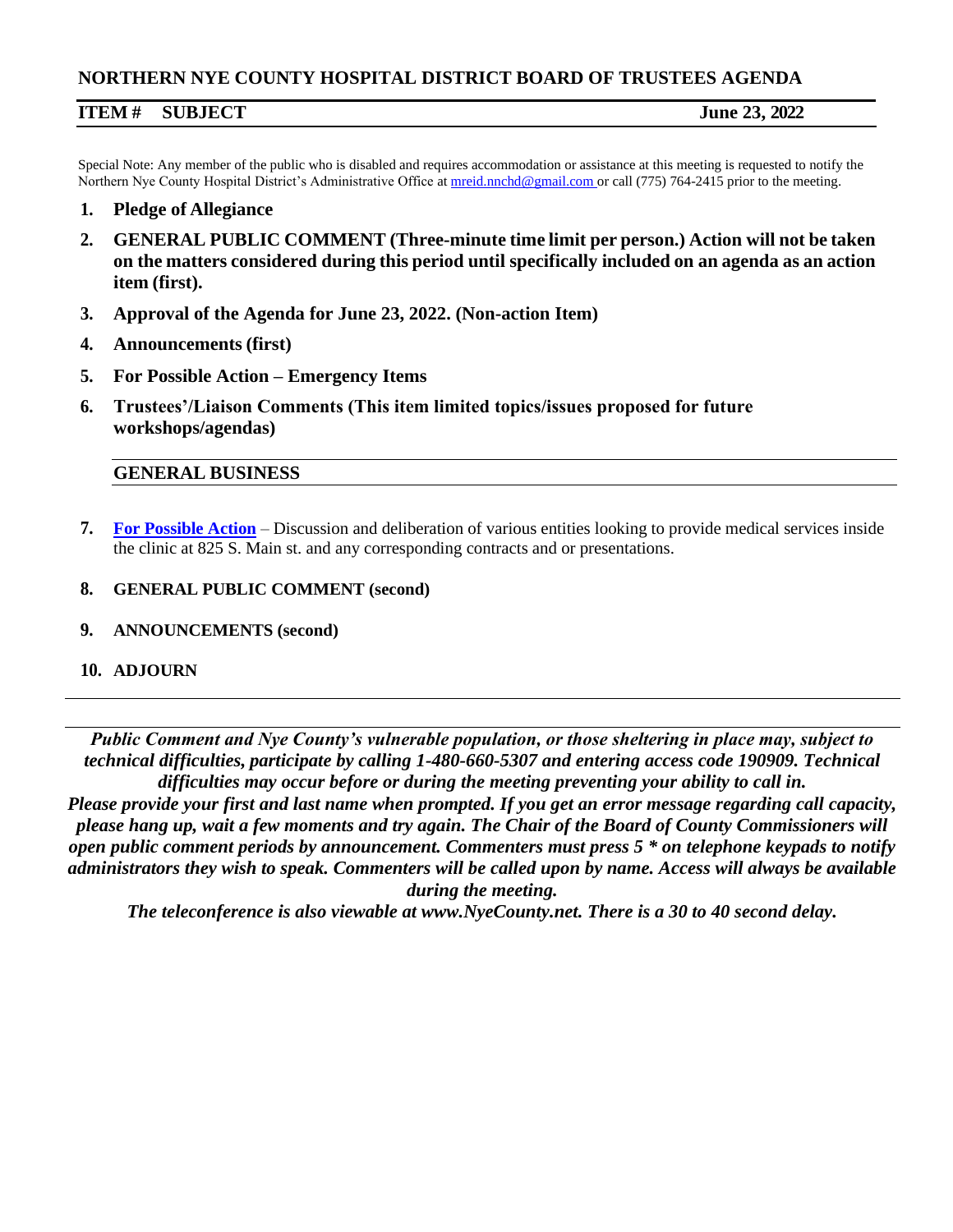## NORTHERN NYE COUNTY HOSPITAL DISTRICT BOARD OF TRUSTEES AGENDA

| ITEM # | SUBJECT | June 23, 2022 |
|---|---|---|

Special Note: Any member of the public who is disabled and requires accommodation or assistance at this meeting is requested to notify the Northern Nye County Hospital District's Administrative Office at mreid.nnchd@gmail.com or call (775) 764-2415 prior to the meeting.

1. **Pledge of Allegiance**
2. **GENERAL PUBLIC COMMENT (Three-minute time limit per person.) Action will not be taken on the matters considered during this period until specifically included on an agenda as an action item (first).**
3. **Approval of the Agenda for June 23, 2022. (Non-action Item)**
4. **Announcements (first)**
5. **For Possible Action – Emergency Items**
6. **Trustees'/Liaison Comments (This item limited topics/issues proposed for future workshops/agendas)**

### GENERAL BUSINESS

7. **For Possible Action** – Discussion and deliberation of various entities looking to provide medical services inside the clinic at 825 S. Main st. and any corresponding contracts and or presentations.
8. **GENERAL PUBLIC COMMENT (second)**
9. **ANNOUNCEMENTS (second)**
10. **ADJOURN**

---

***Public Comment and Nye County's vulnerable population, or those sheltering in place may, subject to technical difficulties, participate by calling 1-480-660-5307 and entering access code 190909. Technical difficulties may occur before or during the meeting preventing your ability to call in.***

***Please provide your first and last name when prompted. If you get an error message regarding call capacity, please hang up, wait a few moments and try again. The Chair of the Board of County Commissioners will open public comment periods by announcement. Commenters must press 5 * on telephone keypads to notify administrators they wish to speak. Commenters will be called upon by name. Access will always be available during the meeting.***

***The teleconference is also viewable at www.NyeCounty.net. There is a 30 to 40 second delay.***